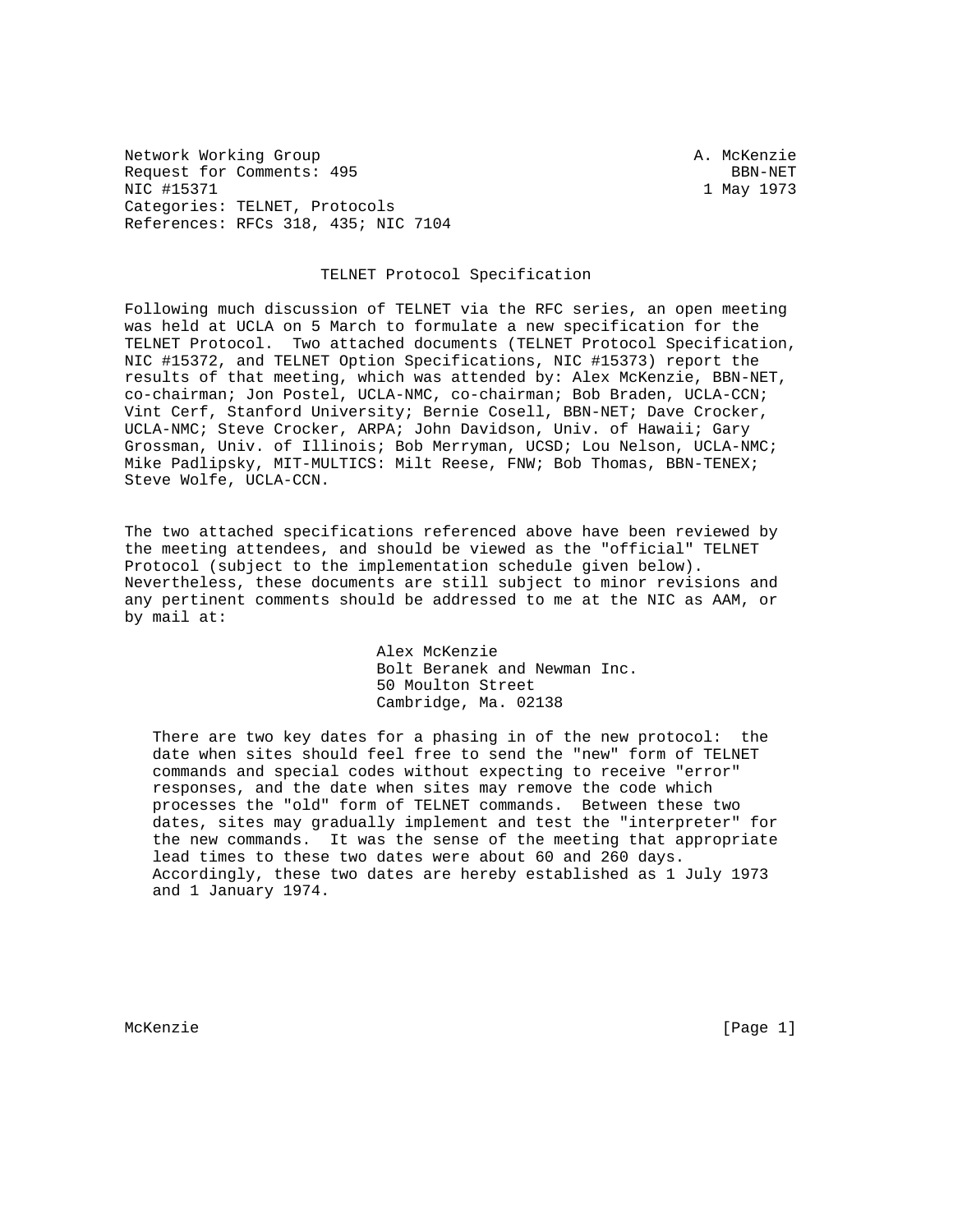Network Working Group                                        A. McKenzie
Request for Comments: 495                                        BBN-NET
NIC #15371                                                    1 May 1973
Categories: TELNET, Protocols
References: RFCs 318, 435; NIC 7104

# TELNET Protocol Specification

Following much discussion of TELNET via the RFC series, an open meeting was held at UCLA on 5 March to formulate a new specification for the TELNET Protocol. Two attached documents (TELNET Protocol Specification, NIC #15372, and TELNET Option Specifications, NIC #15373) report the results of that meeting, which was attended by: Alex McKenzie, BBN-NET, co-chairman; Jon Postel, UCLA-NMC, co-chairman; Bob Braden, UCLA-CCN; Vint Cerf, Stanford University; Bernie Cosell, BBN-NET; Dave Crocker, UCLA-NMC; Steve Crocker, ARPA; John Davidson, Univ. of Hawaii; Gary Grossman, Univ. of Illinois; Bob Merryman, UCSD; Lou Nelson, UCLA-NMC; Mike Padlipsky, MIT-MULTICS: Milt Reese, FNW; Bob Thomas, BBN-TENEX; Steve Wolfe, UCLA-CCN.

The two attached specifications referenced above have been reviewed by the meeting attendees, and should be viewed as the "official" TELNET Protocol (subject to the implementation schedule given below). Nevertheless, these documents are still subject to minor revisions and any pertinent comments should be addressed to me at the NIC as AAM, or by mail at:

Alex McKenzie
Bolt Beranek and Newman Inc.
50 Moulton Street
Cambridge, Ma. 02138

There are two key dates for a phasing in of the new protocol: the date when sites should feel free to send the "new" form of TELNET commands and special codes without expecting to receive "error" responses, and the date when sites may remove the code which processes the "old" form of TELNET commands. Between these two dates, sites may gradually implement and test the "interpreter" for the new commands. It was the sense of the meeting that appropriate lead times to these two dates were about 60 and 260 days. Accordingly, these two dates are hereby established as 1 July 1973 and 1 January 1974.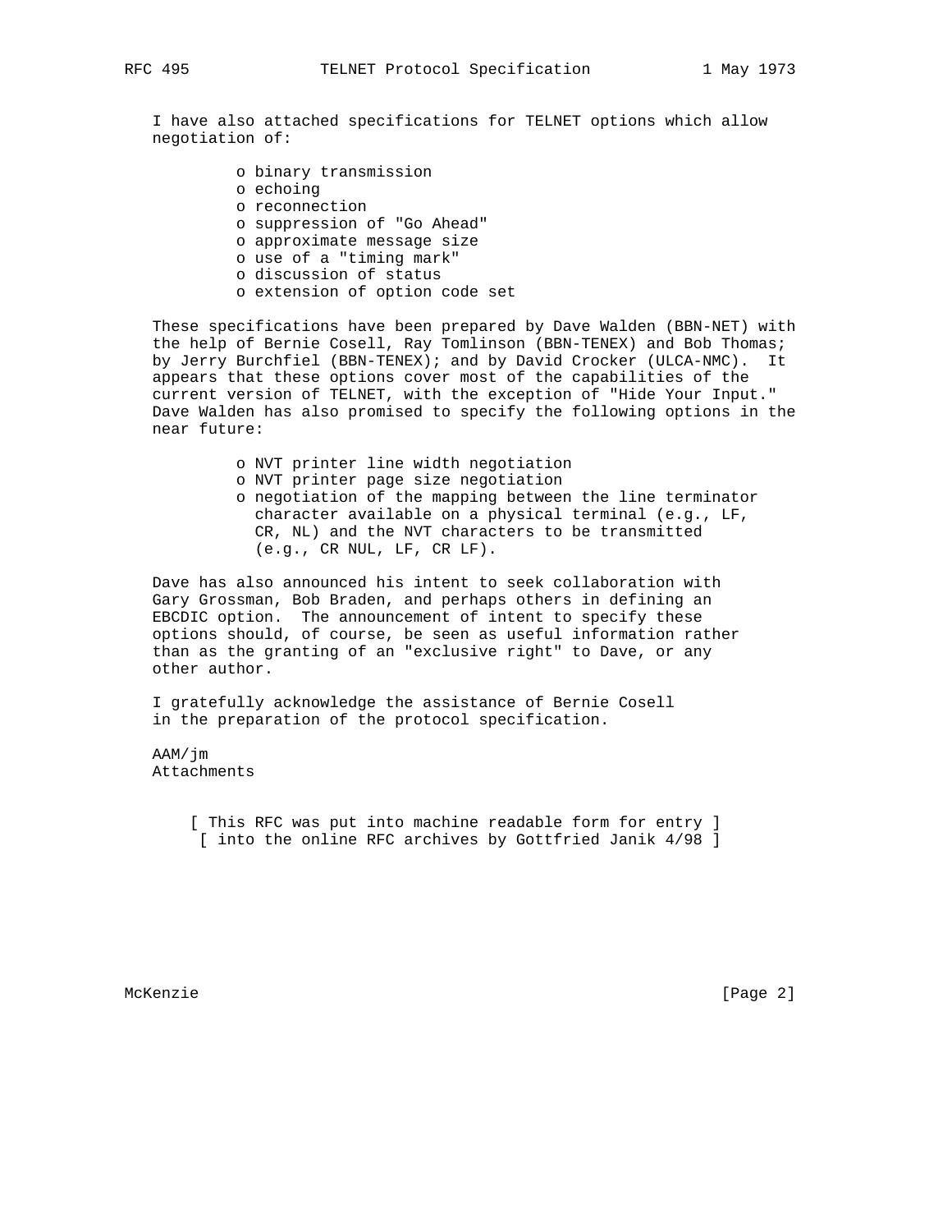I have also attached specifications for TELNET options which allow negotiation of:

- binary transmission
- echoing
- reconnection
- suppression of "Go Ahead"
- approximate message size
- use of a "timing mark"
- discussion of status
- extension of option code set

These specifications have been prepared by Dave Walden (BBN-NET) with the help of Bernie Cosell, Ray Tomlinson (BBN-TENEX) and Bob Thomas; by Jerry Burchfiel (BBN-TENEX); and by David Crocker (ULCA-NMC). It appears that these options cover most of the capabilities of the current version of TELNET, with the exception of "Hide Your Input." Dave Walden has also promised to specify the following options in the near future:

- NVT printer line width negotiation
- NVT printer page size negotiation
- negotiation of the mapping between the line terminator character available on a physical terminal (e.g., LF, CR, NL) and the NVT characters to be transmitted (e.g., CR NUL, LF, CR LF).

Dave has also announced his intent to seek collaboration with Gary Grossman, Bob Braden, and perhaps others in defining an EBCDIC option. The announcement of intent to specify these options should, of course, be seen as useful information rather than as the granting of an "exclusive right" to Dave, or any other author.

I gratefully acknowledge the assistance of Bernie Cosell in the preparation of the protocol specification.

AAM/jm
Attachments

[ This RFC was put into machine readable form for entry ]
[ into the online RFC archives by Gottfried Janik 4/98 ]